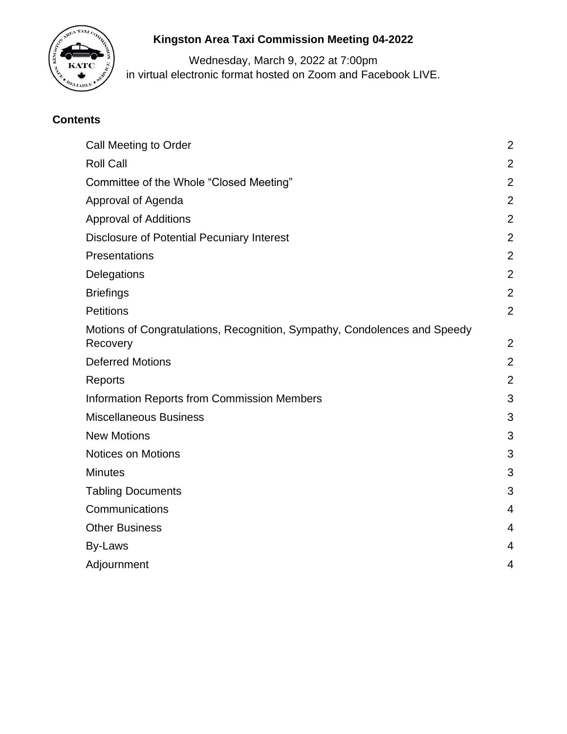# Kingston Area Taxi Commission Meeting 04-2022

Wednesday, March 9, 2022 at 7:00pm
in virtual electronic format hosted on Zoom and Facebook LIVE.

## Contents

| | |
|---|---|
| Call Meeting to Order | 2 |
| Roll Call | 2 |
| Committee of the Whole "Closed Meeting" | 2 |
| Approval of Agenda | 2 |
| Approval of Additions | 2 |
| Disclosure of Potential Pecuniary Interest | 2 |
| Presentations | 2 |
| Delegations | 2 |
| Briefings | 2 |
| Petitions | 2 |
| Motions of Congratulations, Recognition, Sympathy, Condolences and Speedy Recovery | 2 |
| Deferred Motions | 2 |
| Reports | 2 |
| Information Reports from Commission Members | 3 |
| Miscellaneous Business | 3 |
| New Motions | 3 |
| Notices on Motions | 3 |
| Minutes | 3 |
| Tabling Documents | 3 |
| Communications | 4 |
| Other Business | 4 |
| By-Laws | 4 |
| Adjournment | 4 |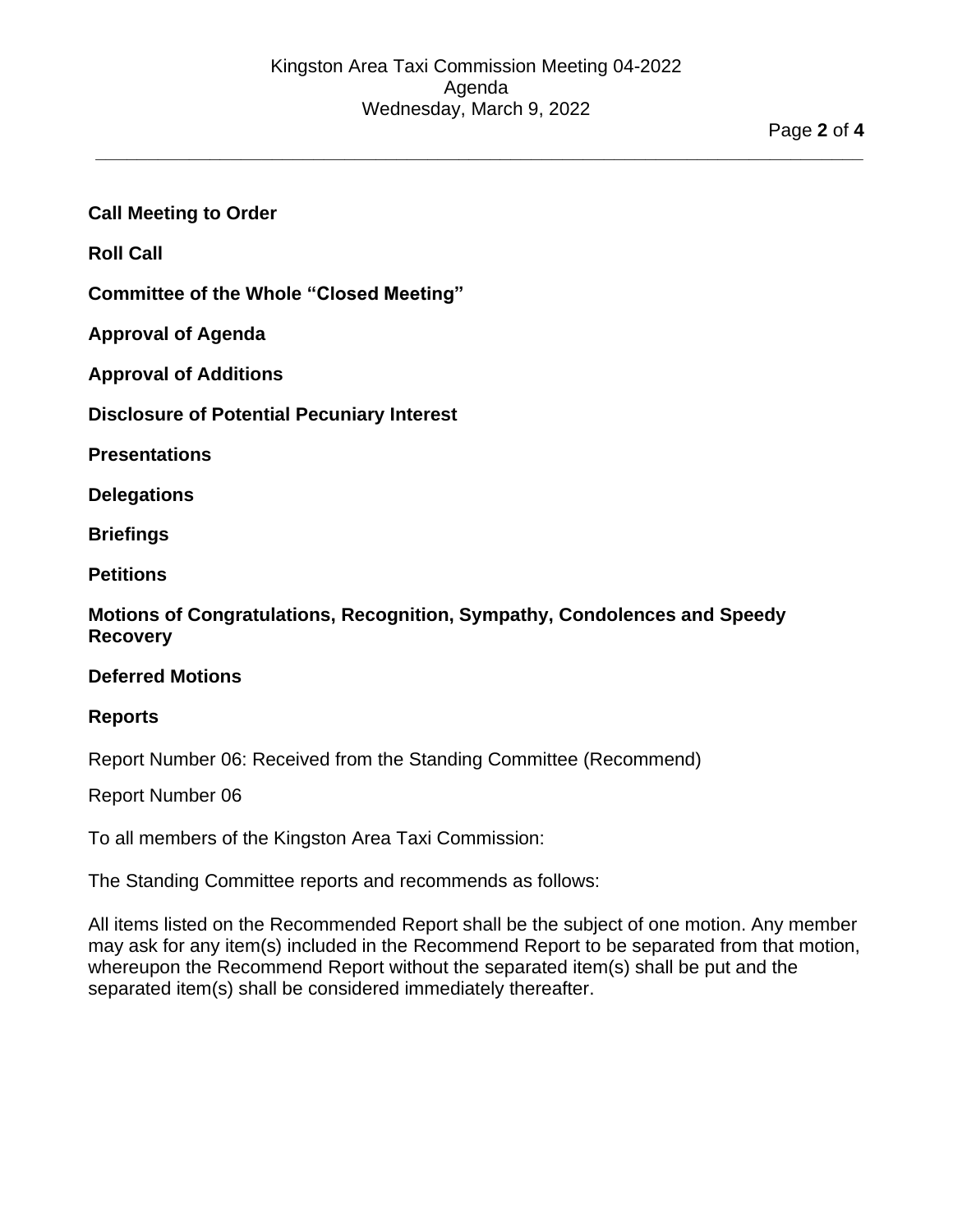**Call Meeting to Order**

**Roll Call**

**Committee of the Whole "Closed Meeting"**

**Approval of Agenda**

**Approval of Additions**

**Disclosure of Potential Pecuniary Interest**

**Presentations**

**Delegations**

**Briefings**

**Petitions**

**Motions of Congratulations, Recognition, Sympathy, Condolences and Speedy Recovery**

**Deferred Motions**

**Reports**

Report Number 06: Received from the Standing Committee (Recommend)

Report Number 06

To all members of the Kingston Area Taxi Commission:

The Standing Committee reports and recommends as follows:

All items listed on the Recommended Report shall be the subject of one motion. Any member may ask for any item(s) included in the Recommend Report to be separated from that motion, whereupon the Recommend Report without the separated item(s) shall be put and the separated item(s) shall be considered immediately thereafter.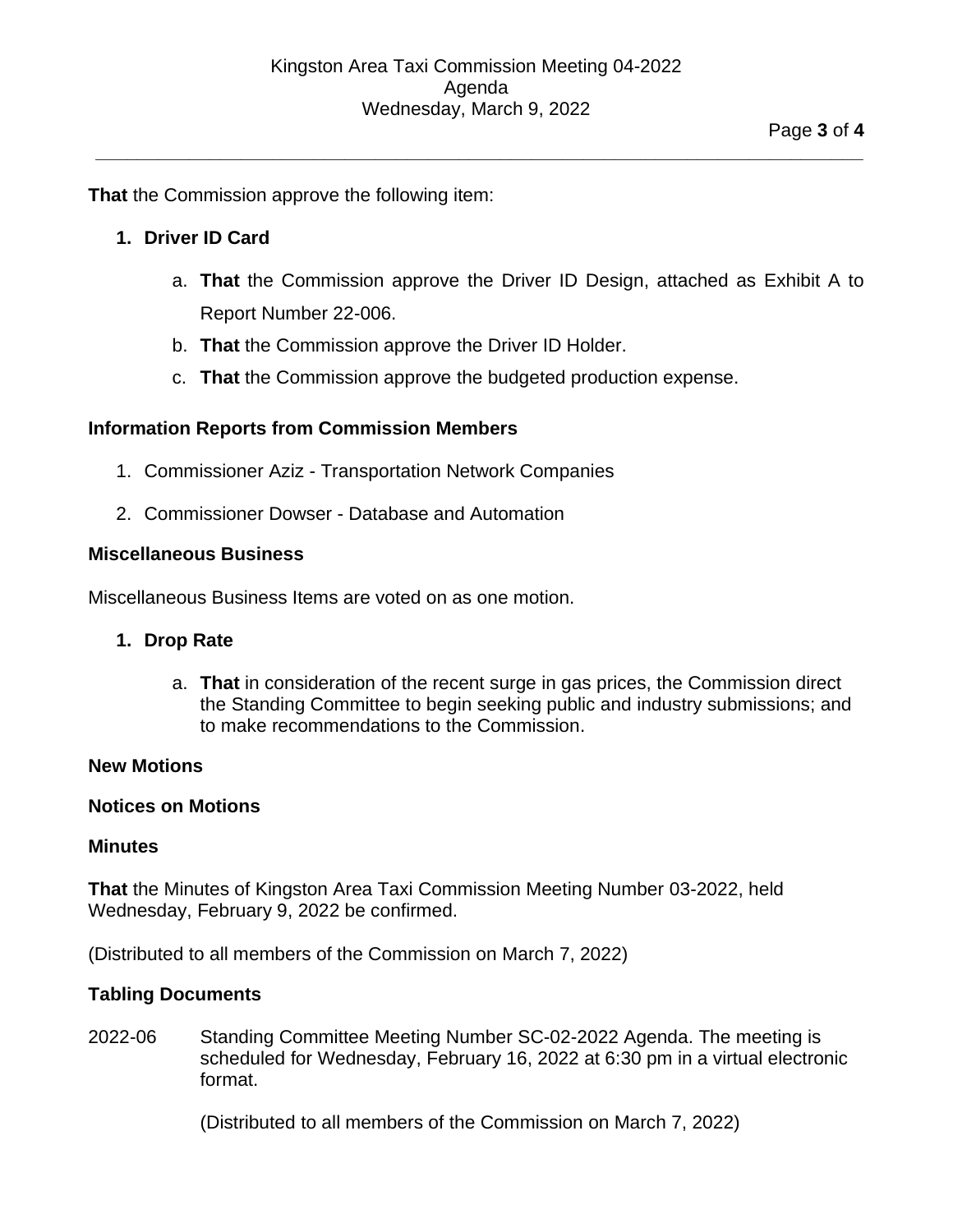**That** the Commission approve the following item:

1. **Driver ID Card**

    a. **That** the Commission approve the Driver ID Design, attached as Exhibit A to Report Number 22-006.

    b. **That** the Commission approve the Driver ID Holder.

    c. **That** the Commission approve the budgeted production expense.

### Information Reports from Commission Members

1. Commissioner Aziz - Transportation Network Companies
2. Commissioner Dowser - Database and Automation

### Miscellaneous Business

Miscellaneous Business Items are voted on as one motion.

1. **Drop Rate**

    a. **That** in consideration of the recent surge in gas prices, the Commission direct the Standing Committee to begin seeking public and industry submissions; and to make recommendations to the Commission.

### New Motions

### Notices on Motions

### Minutes

**That** the Minutes of Kingston Area Taxi Commission Meeting Number 03-2022, held Wednesday, February 9, 2022 be confirmed.

(Distributed to all members of the Commission on March 7, 2022)

### Tabling Documents

2022-06 Standing Committee Meeting Number SC-02-2022 Agenda. The meeting is scheduled for Wednesday, February 16, 2022 at 6:30 pm in a virtual electronic format.

(Distributed to all members of the Commission on March 7, 2022)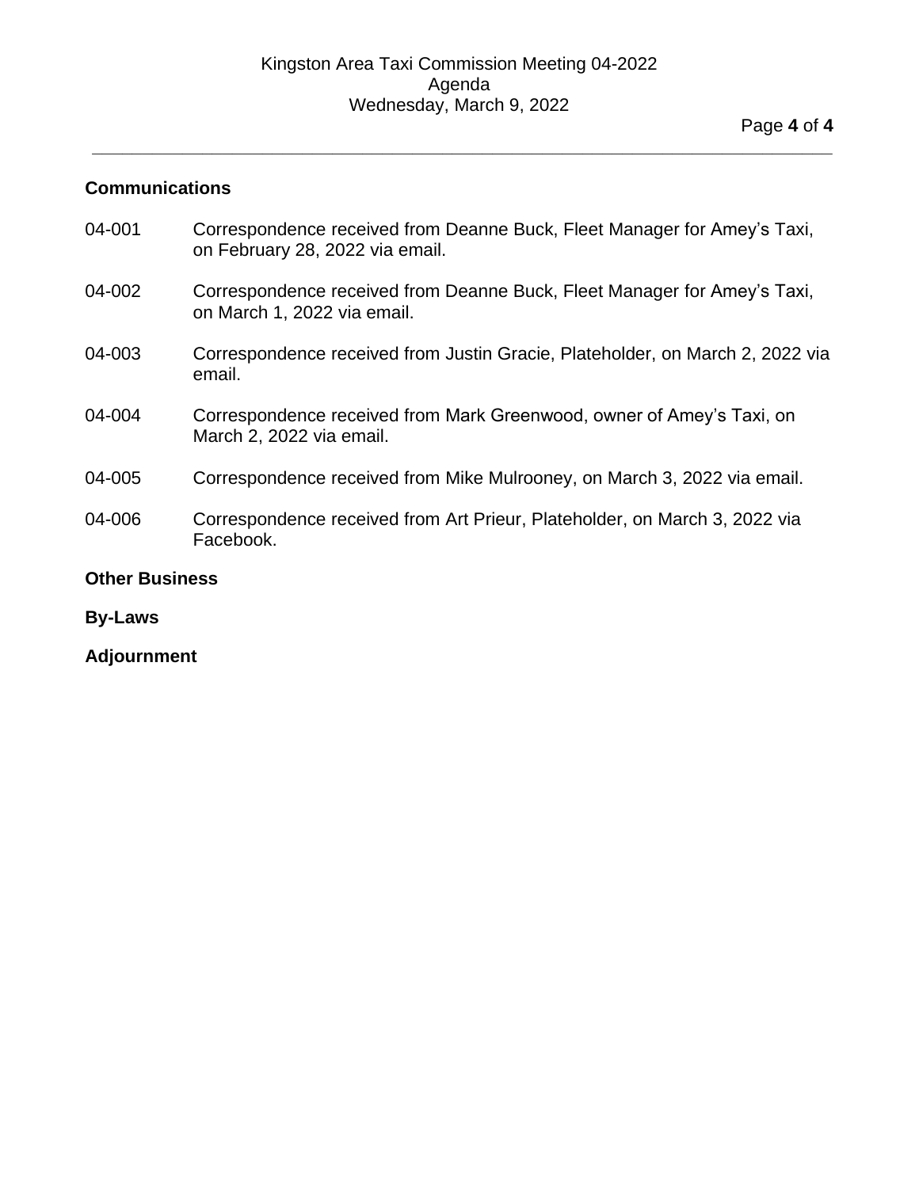## Communications

04-001 Correspondence received from Deanne Buck, Fleet Manager for Amey's Taxi, on February 28, 2022 via email.

04-002 Correspondence received from Deanne Buck, Fleet Manager for Amey's Taxi, on March 1, 2022 via email.

04-003 Correspondence received from Justin Gracie, Plateholder, on March 2, 2022 via email.

04-004 Correspondence received from Mark Greenwood, owner of Amey's Taxi, on March 2, 2022 via email.

04-005 Correspondence received from Mike Mulrooney, on March 3, 2022 via email.

04-006 Correspondence received from Art Prieur, Plateholder, on March 3, 2022 via Facebook.

## Other Business

## By-Laws

## Adjournment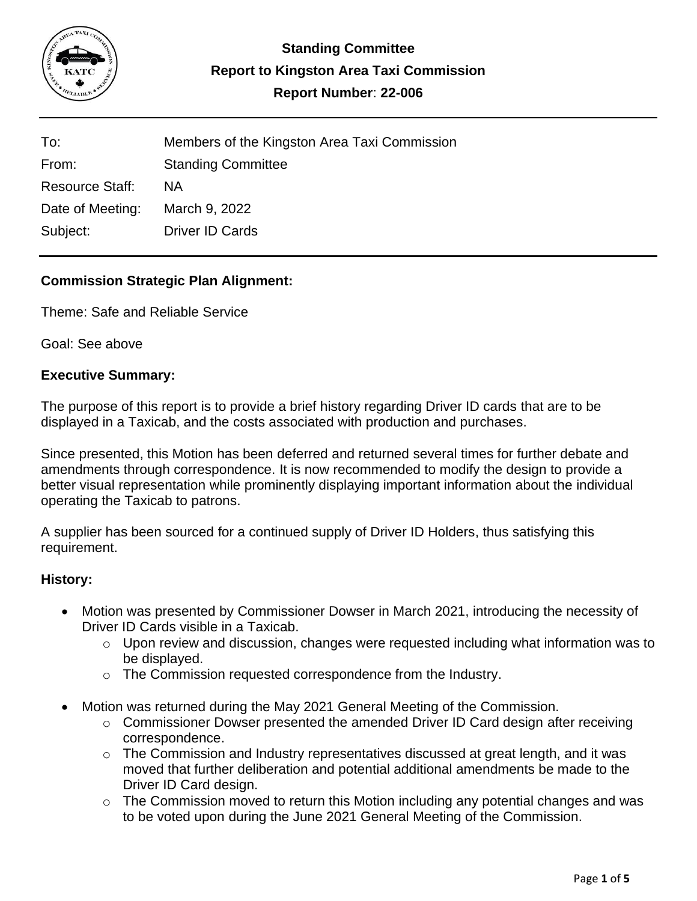# Standing Committee

# Report to Kingston Area Taxi Commission

# Report Number: 22-006

| | |
|---|---|
| To: | Members of the Kingston Area Taxi Commission |
| From: | Standing Committee |
| Resource Staff: | NA |
| Date of Meeting: | March 9, 2022 |
| Subject: | Driver ID Cards |

## Commission Strategic Plan Alignment:

Theme: Safe and Reliable Service

Goal: See above

## Executive Summary:

The purpose of this report is to provide a brief history regarding Driver ID cards that are to be displayed in a Taxicab, and the costs associated with production and purchases.

Since presented, this Motion has been deferred and returned several times for further debate and amendments through correspondence. It is now recommended to modify the design to provide a better visual representation while prominently displaying important information about the individual operating the Taxicab to patrons.

A supplier has been sourced for a continued supply of Driver ID Holders, thus satisfying this requirement.

## History:

- Motion was presented by Commissioner Dowser in March 2021, introducing the necessity of Driver ID Cards visible in a Taxicab.
  - Upon review and discussion, changes were requested including what information was to be displayed.
  - The Commission requested correspondence from the Industry.
- Motion was returned during the May 2021 General Meeting of the Commission.
  - Commissioner Dowser presented the amended Driver ID Card design after receiving correspondence.
  - The Commission and Industry representatives discussed at great length, and it was moved that further deliberation and potential additional amendments be made to the Driver ID Card design.
  - The Commission moved to return this Motion including any potential changes and was to be voted upon during the June 2021 General Meeting of the Commission.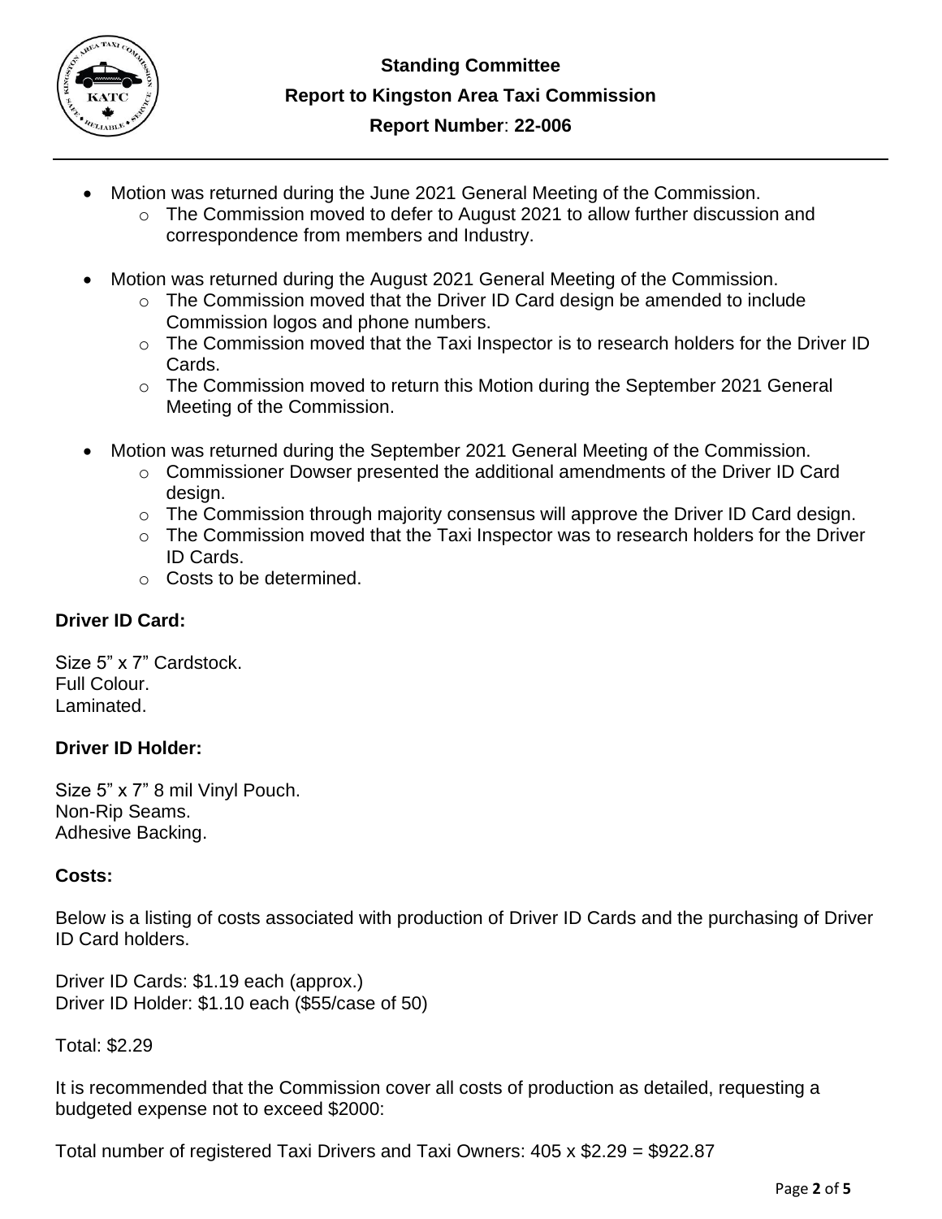- Motion was returned during the June 2021 General Meeting of the Commission.
  - The Commission moved to defer to August 2021 to allow further discussion and correspondence from members and Industry.

- Motion was returned during the August 2021 General Meeting of the Commission.
  - The Commission moved that the Driver ID Card design be amended to include Commission logos and phone numbers.
  - The Commission moved that the Taxi Inspector is to research holders for the Driver ID Cards.
  - The Commission moved to return this Motion during the September 2021 General Meeting of the Commission.

- Motion was returned during the September 2021 General Meeting of the Commission.
  - Commissioner Dowser presented the additional amendments of the Driver ID Card design.
  - The Commission through majority consensus will approve the Driver ID Card design.
  - The Commission moved that the Taxi Inspector was to research holders for the Driver ID Cards.
  - Costs to be determined.

**Driver ID Card:**

Size 5" x 7" Cardstock.
Full Colour.
Laminated.

**Driver ID Holder:**

Size 5" x 7" 8 mil Vinyl Pouch.
Non-Rip Seams.
Adhesive Backing.

**Costs:**

Below is a listing of costs associated with production of Driver ID Cards and the purchasing of Driver ID Card holders.

Driver ID Cards: $1.19 each (approx.)
Driver ID Holder: $1.10 each ($55/case of 50)

Total: $2.29

It is recommended that the Commission cover all costs of production as detailed, requesting a budgeted expense not to exceed $2000:

Total number of registered Taxi Drivers and Taxi Owners: 405 x $2.29 = $922.87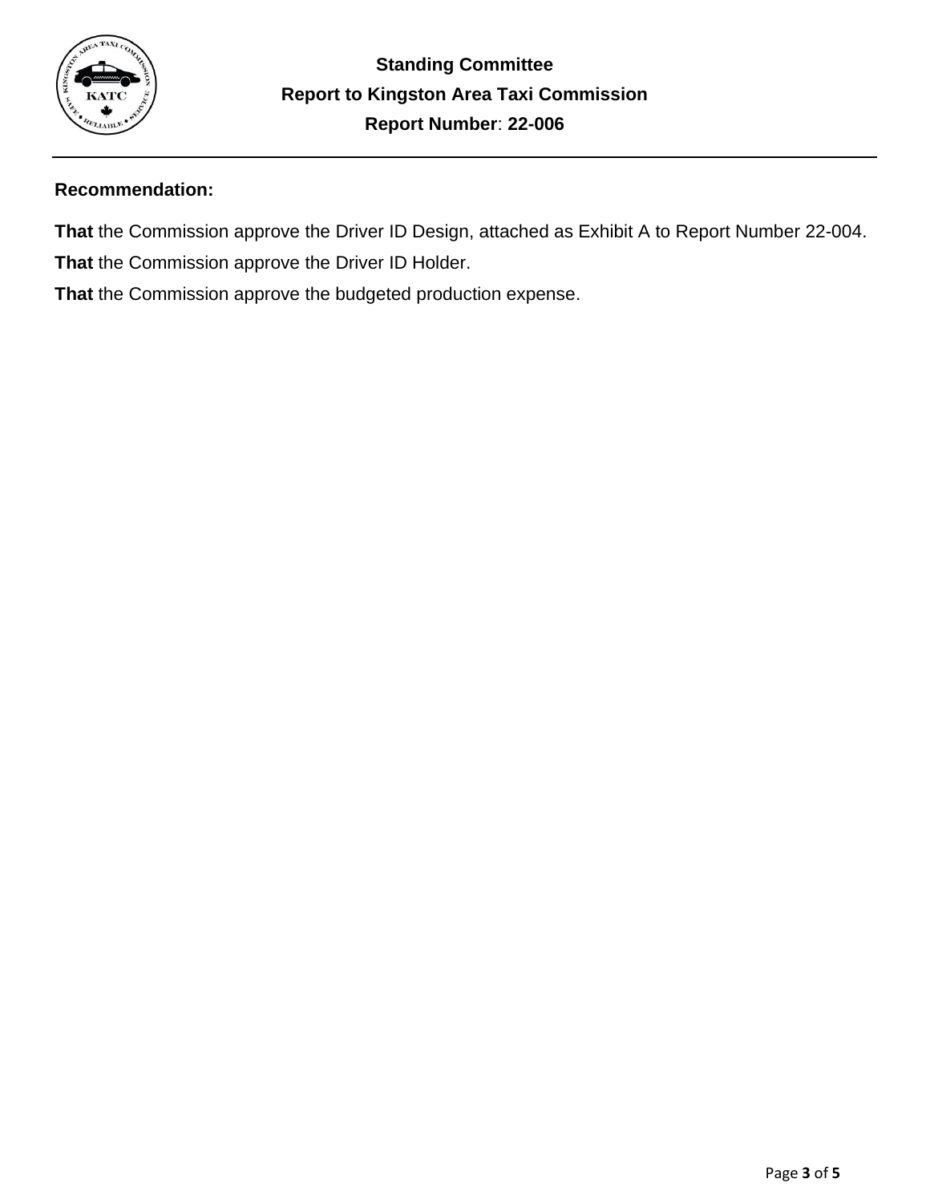**Standing Committee**
**Report to Kingston Area Taxi Commission**
**Report Number**: **22-006**

---

**Recommendation:**

**That** the Commission approve the Driver ID Design, attached as Exhibit A to Report Number 22-004.

**That** the Commission approve the Driver ID Holder.

**That** the Commission approve the budgeted production expense.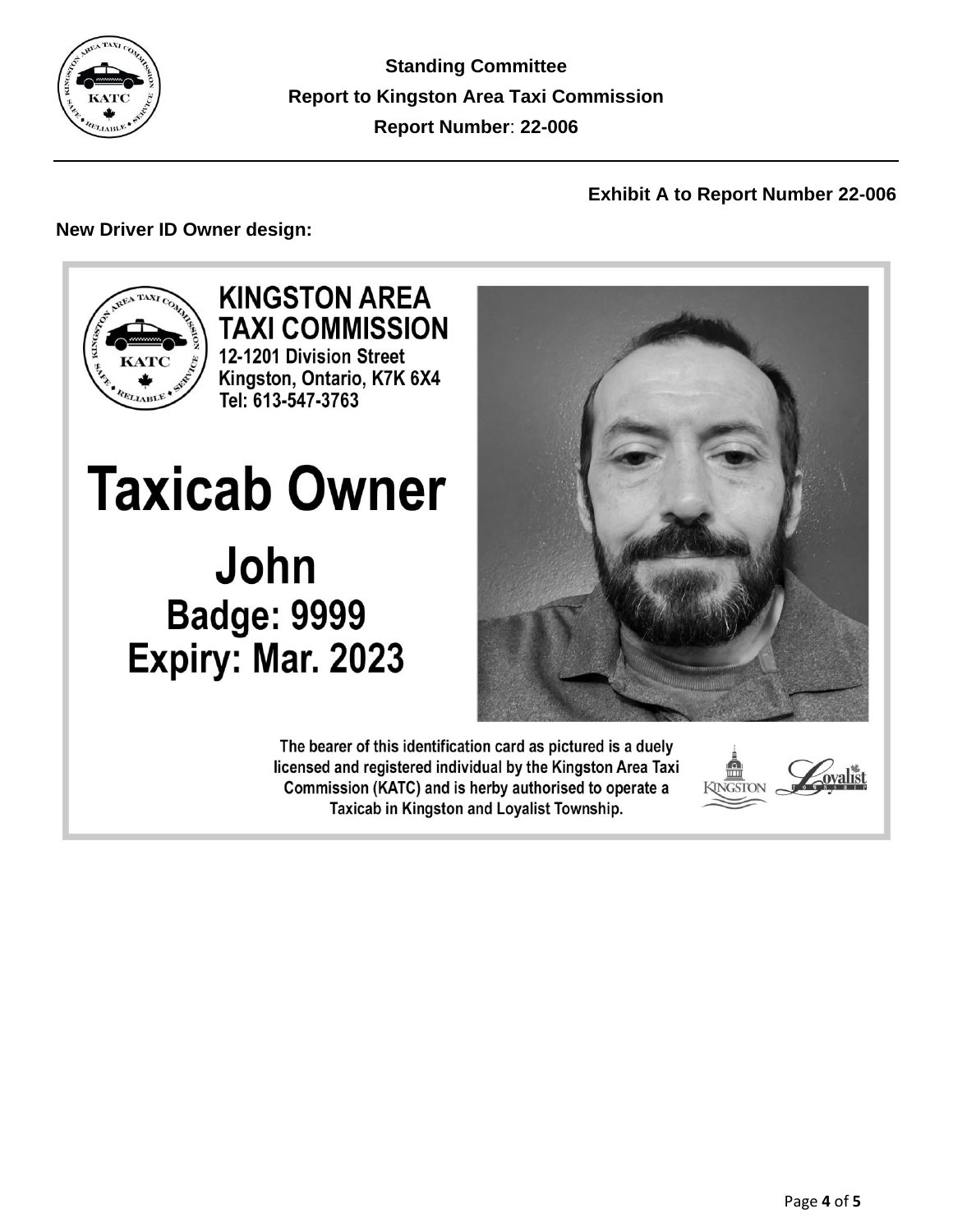**Exhibit A to Report Number 22-006**

**New Driver ID Owner design:**

**KINGSTON AREA TAXI COMMISSION**
12-1201 Division Street
Kingston, Ontario, K7K 6X4
Tel: 613-547-3763

# Taxicab Owner

**John**
**Badge: 9999**
**Expiry: Mar. 2023**

The bearer of this identification card as pictured is a duely licensed and registered individual by the Kingston Area Taxi Commission (KATC) and is herby authorised to operate a Taxicab in Kingston and Loyalist Township.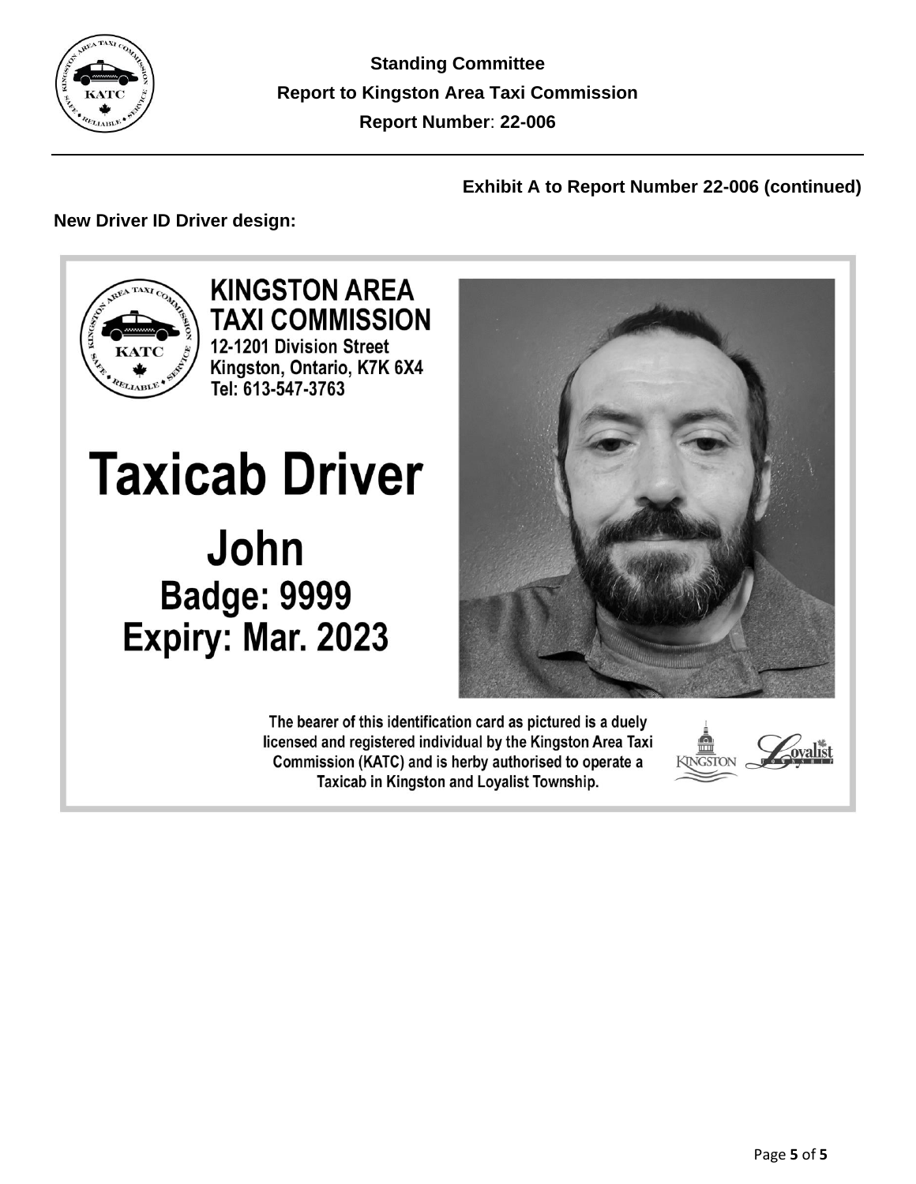**Exhibit A to Report Number 22-006 (continued)**

**New Driver ID Driver design:**

KINGSTON AREA TAXI COMMISSION
12-1201 Division Street
Kingston, Ontario, K7K 6X4
Tel: 613-547-3763

Taxicab Driver

John
Badge: 9999
Expiry: Mar. 2023

The bearer of this identification card as pictured is a duely licensed and registered individual by the Kingston Area Taxi Commission (KATC) and is herby authorised to operate a Taxicab in Kingston and Loyalist Township.